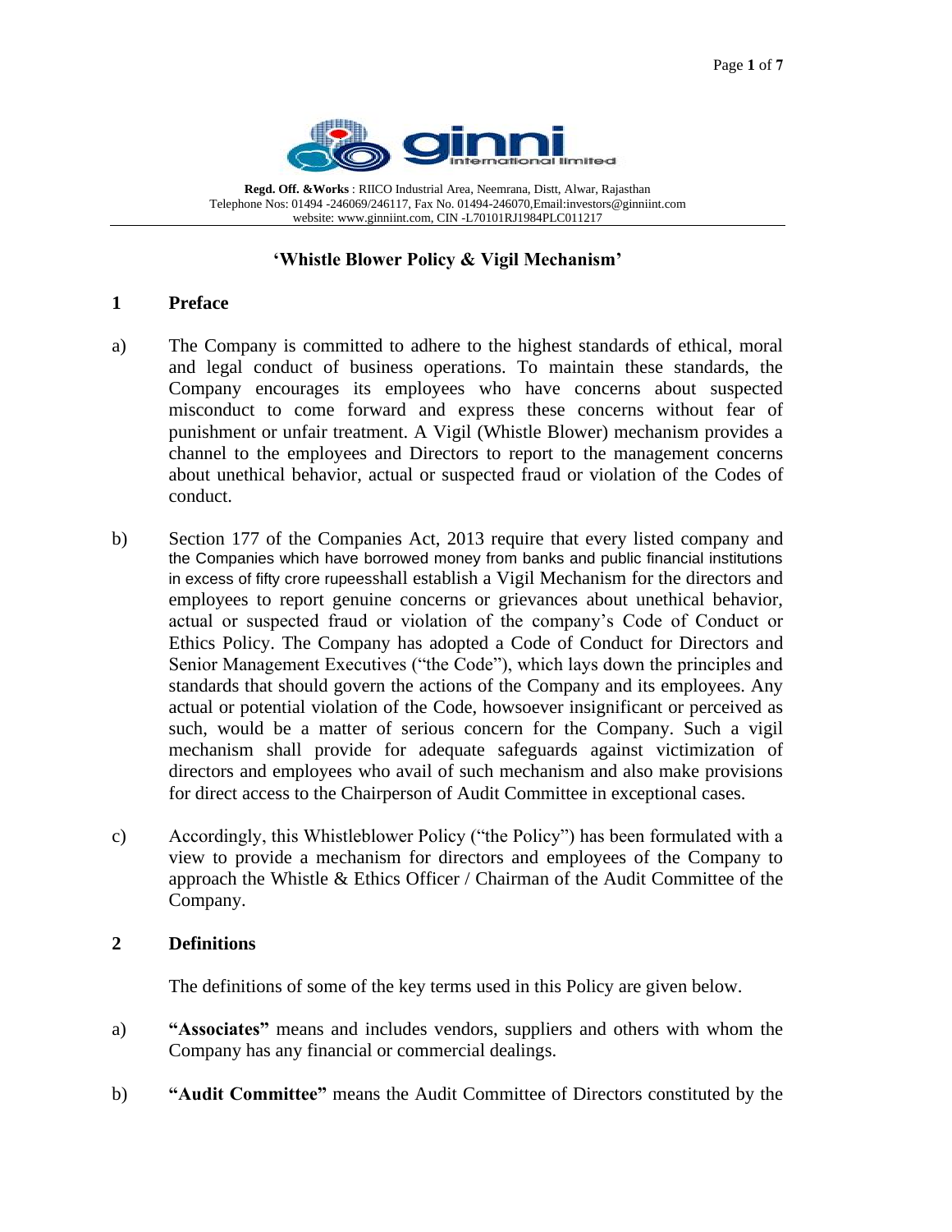**Regd. Off. &Works** : RIICO Industrial Area, Neemrana, Distt, Alwar, Rajasthan
Telephone Nos: 01494 -246069/246117, Fax No. 01494-246070,Email:investors@ginniint.com
website: www.ginniint.com, CIN -L70101RJ1984PLC011217

# 'Whistle Blower Policy & Vigil Mechanism'

## 1 Preface

a) The Company is committed to adhere to the highest standards of ethical, moral and legal conduct of business operations. To maintain these standards, the Company encourages its employees who have concerns about suspected misconduct to come forward and express these concerns without fear of punishment or unfair treatment. A Vigil (Whistle Blower) mechanism provides a channel to the employees and Directors to report to the management concerns about unethical behavior, actual or suspected fraud or violation of the Codes of conduct.

b) Section 177 of the Companies Act, 2013 require that every listed company and the Companies which have borrowed money from banks and public financial institutions in excess of fifty crore rupeesshall establish a Vigil Mechanism for the directors and employees to report genuine concerns or grievances about unethical behavior, actual or suspected fraud or violation of the company's Code of Conduct or Ethics Policy. The Company has adopted a Code of Conduct for Directors and Senior Management Executives ("the Code"), which lays down the principles and standards that should govern the actions of the Company and its employees. Any actual or potential violation of the Code, howsoever insignificant or perceived as such, would be a matter of serious concern for the Company. Such a vigil mechanism shall provide for adequate safeguards against victimization of directors and employees who avail of such mechanism and also make provisions for direct access to the Chairperson of Audit Committee in exceptional cases.

c) Accordingly, this Whistleblower Policy ("the Policy") has been formulated with a view to provide a mechanism for directors and employees of the Company to approach the Whistle & Ethics Officer / Chairman of the Audit Committee of the Company.

## 2 Definitions

The definitions of some of the key terms used in this Policy are given below.

a) **"Associates"** means and includes vendors, suppliers and others with whom the Company has any financial or commercial dealings.

b) **"Audit Committee"** means the Audit Committee of Directors constituted by the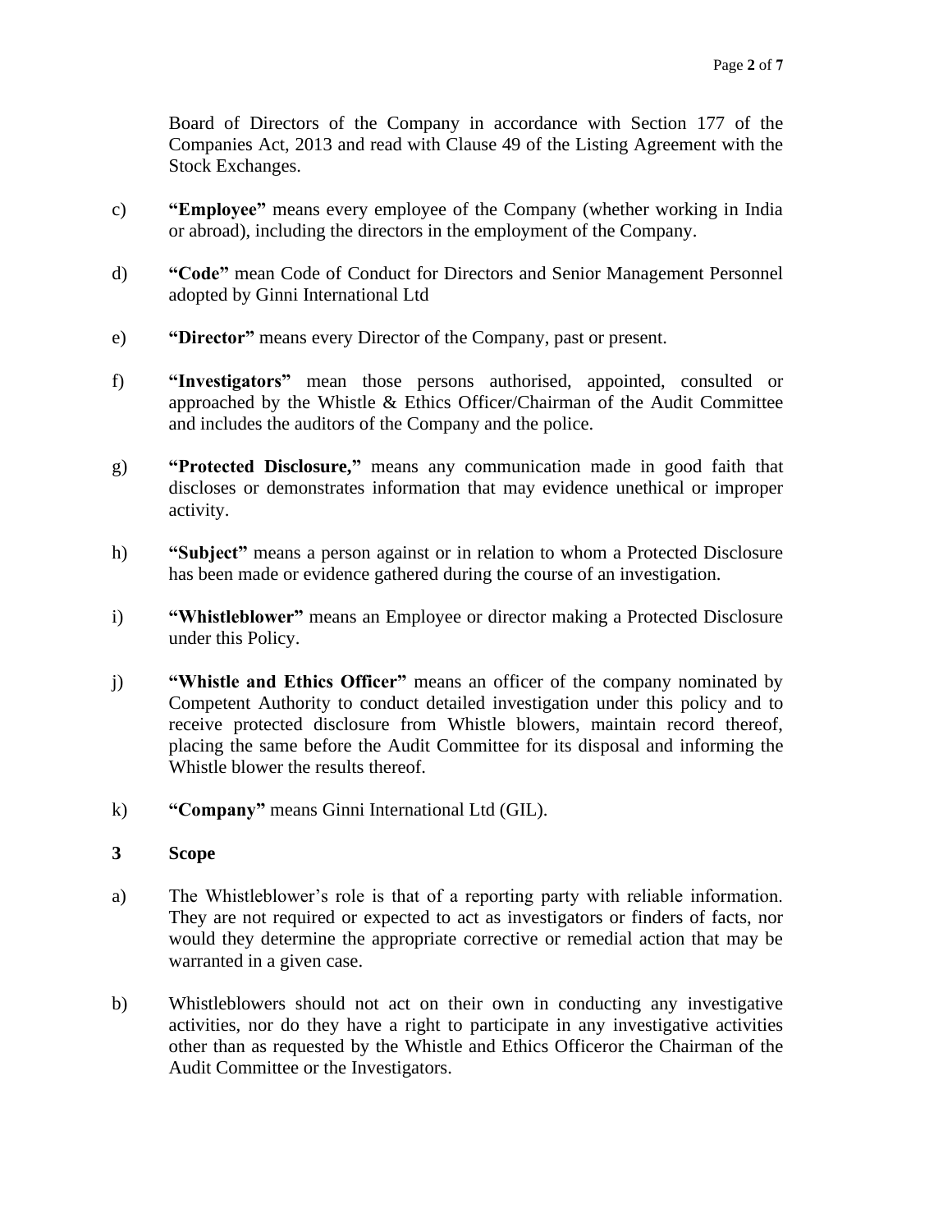Board of Directors of the Company in accordance with Section 177 of the Companies Act, 2013 and read with Clause 49 of the Listing Agreement with the Stock Exchanges.

c) **"Employee"** means every employee of the Company (whether working in India or abroad), including the directors in the employment of the Company.

d) **"Code"** mean Code of Conduct for Directors and Senior Management Personnel adopted by Ginni International Ltd

e) **"Director"** means every Director of the Company, past or present.

f) **"Investigators"** mean those persons authorised, appointed, consulted or approached by the Whistle & Ethics Officer/Chairman of the Audit Committee and includes the auditors of the Company and the police.

g) **"Protected Disclosure,"** means any communication made in good faith that discloses or demonstrates information that may evidence unethical or improper activity.

h) **"Subject"** means a person against or in relation to whom a Protected Disclosure has been made or evidence gathered during the course of an investigation.

i) **"Whistleblower"** means an Employee or director making a Protected Disclosure under this Policy.

j) **"Whistle and Ethics Officer"** means an officer of the company nominated by Competent Authority to conduct detailed investigation under this policy and to receive protected disclosure from Whistle blowers, maintain record thereof, placing the same before the Audit Committee for its disposal and informing the Whistle blower the results thereof.

k) **"Company"** means Ginni International Ltd (GIL).

## 3 Scope

a) The Whistleblower's role is that of a reporting party with reliable information. They are not required or expected to act as investigators or finders of facts, nor would they determine the appropriate corrective or remedial action that may be warranted in a given case.

b) Whistleblowers should not act on their own in conducting any investigative activities, nor do they have a right to participate in any investigative activities other than as requested by the Whistle and Ethics Officeror the Chairman of the Audit Committee or the Investigators.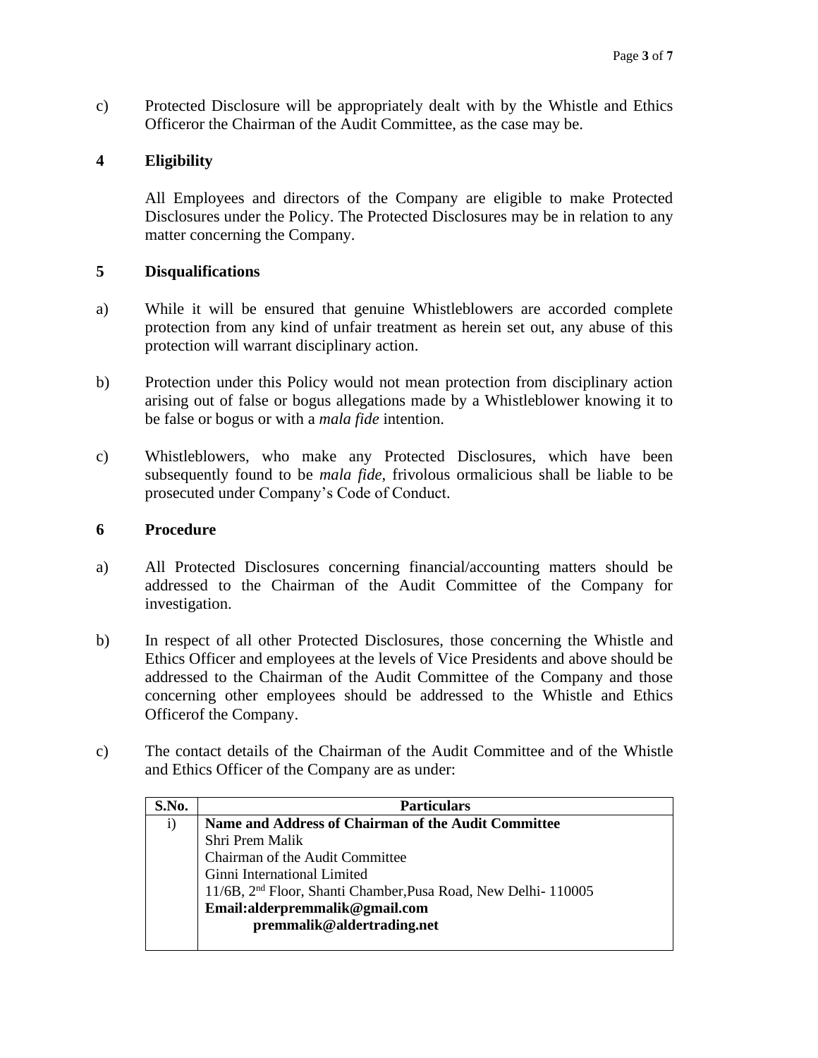c) Protected Disclosure will be appropriately dealt with by the Whistle and Ethics Officeror the Chairman of the Audit Committee, as the case may be.

## 4 Eligibility

All Employees and directors of the Company are eligible to make Protected Disclosures under the Policy. The Protected Disclosures may be in relation to any matter concerning the Company.

## 5 Disqualifications

a) While it will be ensured that genuine Whistleblowers are accorded complete protection from any kind of unfair treatment as herein set out, any abuse of this protection will warrant disciplinary action.

b) Protection under this Policy would not mean protection from disciplinary action arising out of false or bogus allegations made by a Whistleblower knowing it to be false or bogus or with a *mala fide* intention.

c) Whistleblowers, who make any Protected Disclosures, which have been subsequently found to be *mala fide*, frivolous ormalicious shall be liable to be prosecuted under Company's Code of Conduct.

## 6 Procedure

a) All Protected Disclosures concerning financial/accounting matters should be addressed to the Chairman of the Audit Committee of the Company for investigation.

b) In respect of all other Protected Disclosures, those concerning the Whistle and Ethics Officer and employees at the levels of Vice Presidents and above should be addressed to the Chairman of the Audit Committee of the Company and those concerning other employees should be addressed to the Whistle and Ethics Officerof the Company.

c) The contact details of the Chairman of the Audit Committee and of the Whistle and Ethics Officer of the Company are as under:

| S.No. | Particulars |
|---|---|
| i) | **Name and Address of Chairman of the Audit Committee**<br>Shri Prem Malik<br>Chairman of the Audit Committee<br>Ginni International Limited<br>11/6B, 2nd Floor, Shanti Chamber,Pusa Road, New Delhi- 110005<br>**Email:alderpremmalik@gmail.com**<br>**premmalik@aldertrading.net** |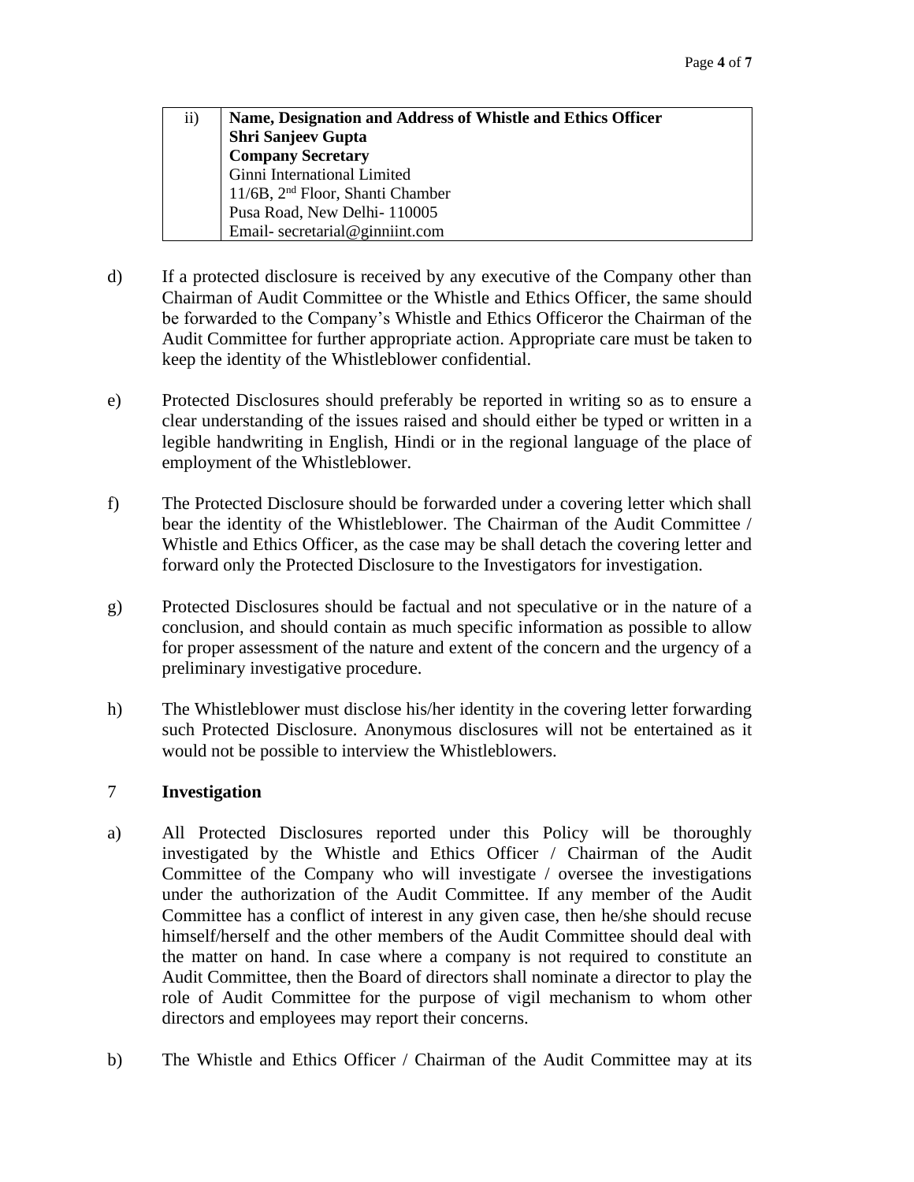| ii) | **Name, Designation and Address of Whistle and Ethics Officer**<br>**Shri Sanjeev Gupta**<br>**Company Secretary**<br>Ginni International Limited<br>11/6B, 2nd Floor, Shanti Chamber<br>Pusa Road, New Delhi- 110005<br>Email- secretarial@ginniint.com |
|---|---|

d) If a protected disclosure is received by any executive of the Company other than Chairman of Audit Committee or the Whistle and Ethics Officer, the same should be forwarded to the Company's Whistle and Ethics Officeror the Chairman of the Audit Committee for further appropriate action. Appropriate care must be taken to keep the identity of the Whistleblower confidential.

e) Protected Disclosures should preferably be reported in writing so as to ensure a clear understanding of the issues raised and should either be typed or written in a legible handwriting in English, Hindi or in the regional language of the place of employment of the Whistleblower.

f) The Protected Disclosure should be forwarded under a covering letter which shall bear the identity of the Whistleblower. The Chairman of the Audit Committee / Whistle and Ethics Officer, as the case may be shall detach the covering letter and forward only the Protected Disclosure to the Investigators for investigation.

g) Protected Disclosures should be factual and not speculative or in the nature of a conclusion, and should contain as much specific information as possible to allow for proper assessment of the nature and extent of the concern and the urgency of a preliminary investigative procedure.

h) The Whistleblower must disclose his/her identity in the covering letter forwarding such Protected Disclosure. Anonymous disclosures will not be entertained as it would not be possible to interview the Whistleblowers.

## 7 Investigation

a) All Protected Disclosures reported under this Policy will be thoroughly investigated by the Whistle and Ethics Officer / Chairman of the Audit Committee of the Company who will investigate / oversee the investigations under the authorization of the Audit Committee. If any member of the Audit Committee has a conflict of interest in any given case, then he/she should recuse himself/herself and the other members of the Audit Committee should deal with the matter on hand. In case where a company is not required to constitute an Audit Committee, then the Board of directors shall nominate a director to play the role of Audit Committee for the purpose of vigil mechanism to whom other directors and employees may report their concerns.

b) The Whistle and Ethics Officer / Chairman of the Audit Committee may at its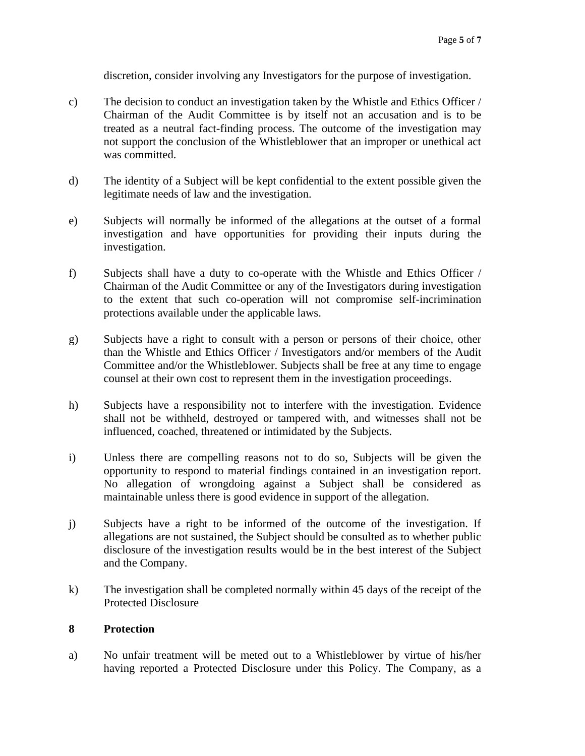discretion, consider involving any Investigators for the purpose of investigation.

c) The decision to conduct an investigation taken by the Whistle and Ethics Officer / Chairman of the Audit Committee is by itself not an accusation and is to be treated as a neutral fact-finding process. The outcome of the investigation may not support the conclusion of the Whistleblower that an improper or unethical act was committed.

d) The identity of a Subject will be kept confidential to the extent possible given the legitimate needs of law and the investigation.

e) Subjects will normally be informed of the allegations at the outset of a formal investigation and have opportunities for providing their inputs during the investigation.

f) Subjects shall have a duty to co-operate with the Whistle and Ethics Officer / Chairman of the Audit Committee or any of the Investigators during investigation to the extent that such co-operation will not compromise self-incrimination protections available under the applicable laws.

g) Subjects have a right to consult with a person or persons of their choice, other than the Whistle and Ethics Officer / Investigators and/or members of the Audit Committee and/or the Whistleblower. Subjects shall be free at any time to engage counsel at their own cost to represent them in the investigation proceedings.

h) Subjects have a responsibility not to interfere with the investigation. Evidence shall not be withheld, destroyed or tampered with, and witnesses shall not be influenced, coached, threatened or intimidated by the Subjects.

i) Unless there are compelling reasons not to do so, Subjects will be given the opportunity to respond to material findings contained in an investigation report. No allegation of wrongdoing against a Subject shall be considered as maintainable unless there is good evidence in support of the allegation.

j) Subjects have a right to be informed of the outcome of the investigation. If allegations are not sustained, the Subject should be consulted as to whether public disclosure of the investigation results would be in the best interest of the Subject and the Company.

k) The investigation shall be completed normally within 45 days of the receipt of the Protected Disclosure

## 8 Protection

a) No unfair treatment will be meted out to a Whistleblower by virtue of his/her having reported a Protected Disclosure under this Policy. The Company, as a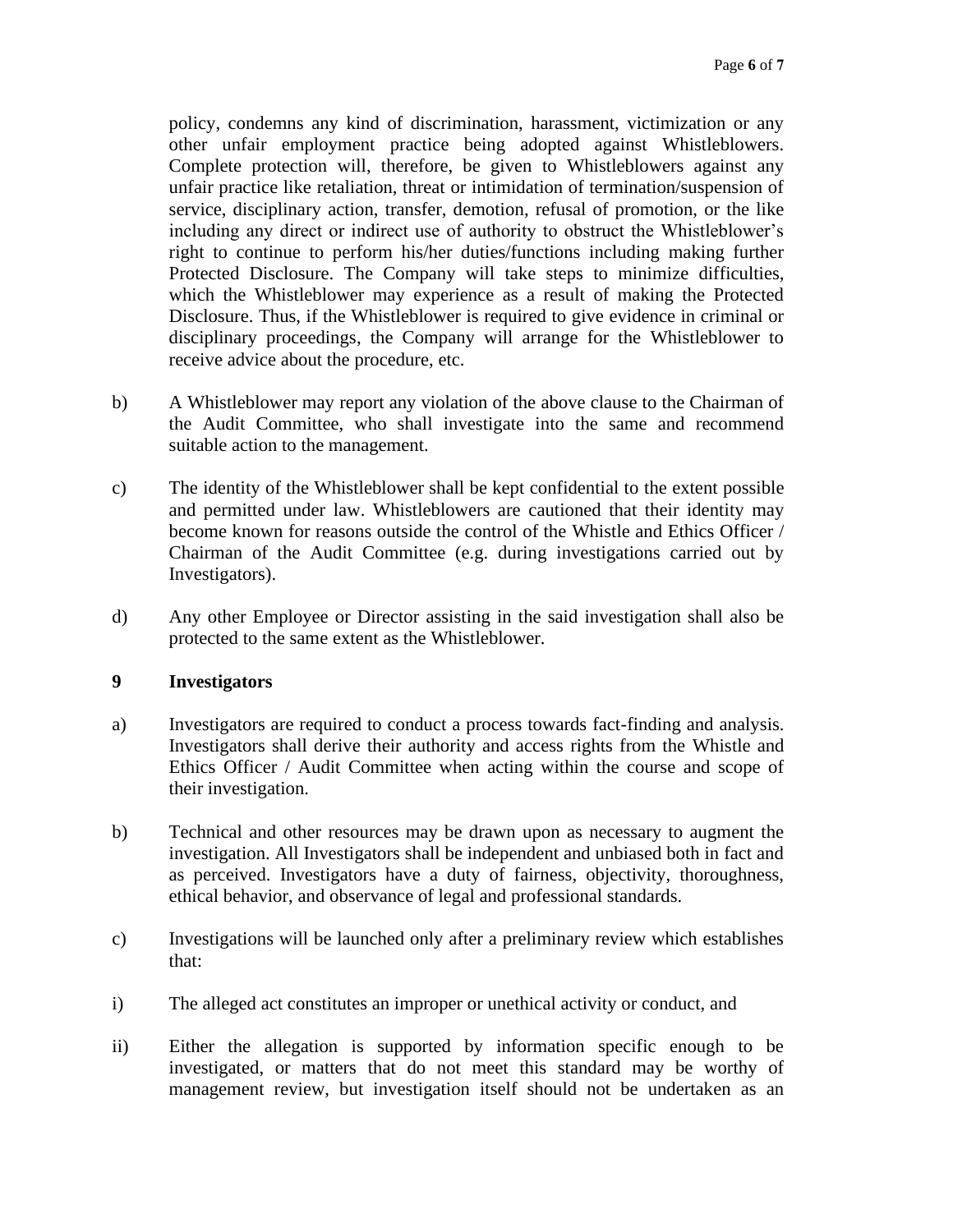policy, condemns any kind of discrimination, harassment, victimization or any other unfair employment practice being adopted against Whistleblowers. Complete protection will, therefore, be given to Whistleblowers against any unfair practice like retaliation, threat or intimidation of termination/suspension of service, disciplinary action, transfer, demotion, refusal of promotion, or the like including any direct or indirect use of authority to obstruct the Whistleblower's right to continue to perform his/her duties/functions including making further Protected Disclosure. The Company will take steps to minimize difficulties, which the Whistleblower may experience as a result of making the Protected Disclosure. Thus, if the Whistleblower is required to give evidence in criminal or disciplinary proceedings, the Company will arrange for the Whistleblower to receive advice about the procedure, etc.

b) A Whistleblower may report any violation of the above clause to the Chairman of the Audit Committee, who shall investigate into the same and recommend suitable action to the management.

c) The identity of the Whistleblower shall be kept confidential to the extent possible and permitted under law. Whistleblowers are cautioned that their identity may become known for reasons outside the control of the Whistle and Ethics Officer / Chairman of the Audit Committee (e.g. during investigations carried out by Investigators).

d) Any other Employee or Director assisting in the said investigation shall also be protected to the same extent as the Whistleblower.

## 9 Investigators

a) Investigators are required to conduct a process towards fact-finding and analysis. Investigators shall derive their authority and access rights from the Whistle and Ethics Officer / Audit Committee when acting within the course and scope of their investigation.

b) Technical and other resources may be drawn upon as necessary to augment the investigation. All Investigators shall be independent and unbiased both in fact and as perceived. Investigators have a duty of fairness, objectivity, thoroughness, ethical behavior, and observance of legal and professional standards.

c) Investigations will be launched only after a preliminary review which establishes that:

i) The alleged act constitutes an improper or unethical activity or conduct, and

ii) Either the allegation is supported by information specific enough to be investigated, or matters that do not meet this standard may be worthy of management review, but investigation itself should not be undertaken as an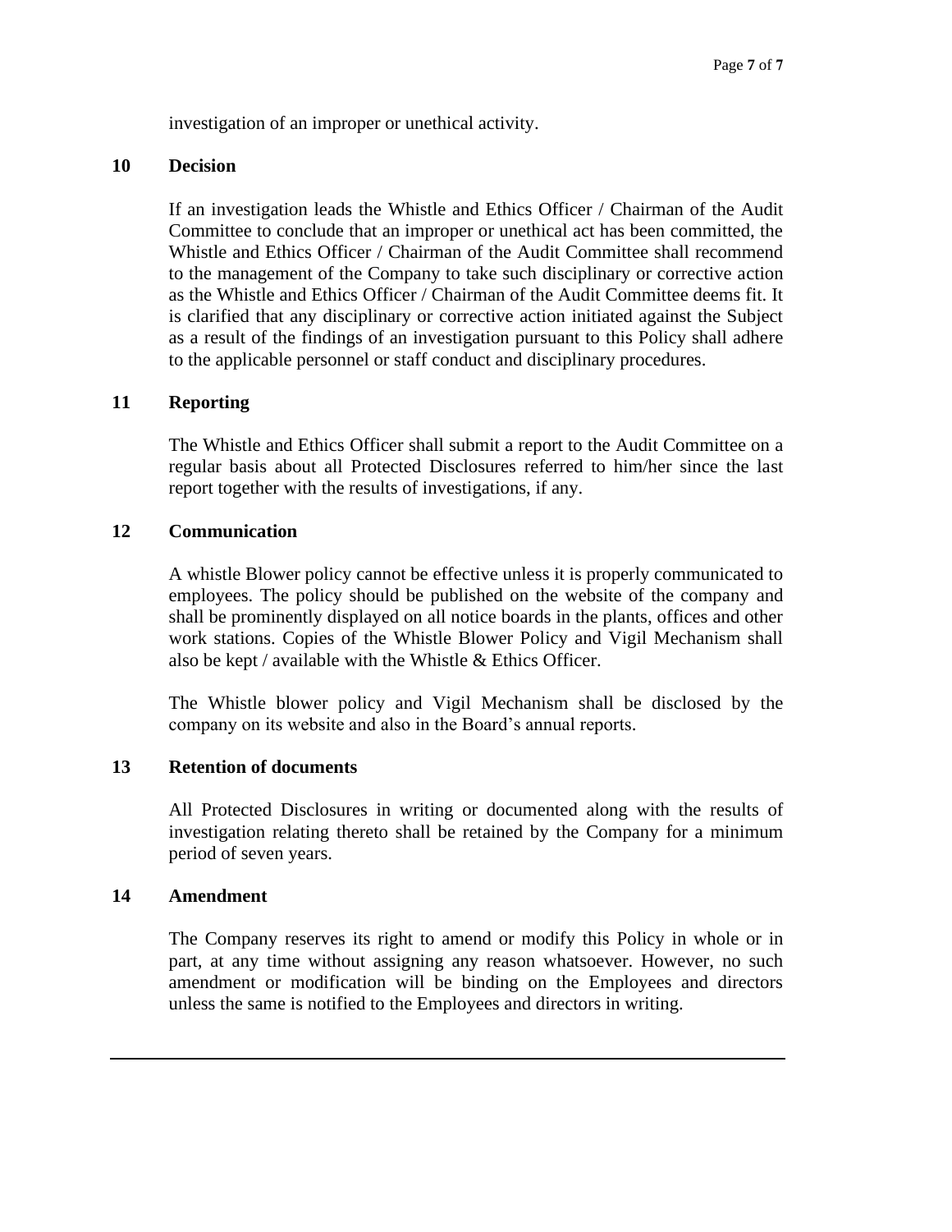investigation of an improper or unethical activity.

## 10 Decision

If an investigation leads the Whistle and Ethics Officer / Chairman of the Audit Committee to conclude that an improper or unethical act has been committed, the Whistle and Ethics Officer / Chairman of the Audit Committee shall recommend to the management of the Company to take such disciplinary or corrective action as the Whistle and Ethics Officer / Chairman of the Audit Committee deems fit. It is clarified that any disciplinary or corrective action initiated against the Subject as a result of the findings of an investigation pursuant to this Policy shall adhere to the applicable personnel or staff conduct and disciplinary procedures.

## 11 Reporting

The Whistle and Ethics Officer shall submit a report to the Audit Committee on a regular basis about all Protected Disclosures referred to him/her since the last report together with the results of investigations, if any.

## 12 Communication

A whistle Blower policy cannot be effective unless it is properly communicated to employees. The policy should be published on the website of the company and shall be prominently displayed on all notice boards in the plants, offices and other work stations. Copies of the Whistle Blower Policy and Vigil Mechanism shall also be kept / available with the Whistle & Ethics Officer.

The Whistle blower policy and Vigil Mechanism shall be disclosed by the company on its website and also in the Board's annual reports.

## 13 Retention of documents

All Protected Disclosures in writing or documented along with the results of investigation relating thereto shall be retained by the Company for a minimum period of seven years.

## 14 Amendment

The Company reserves its right to amend or modify this Policy in whole or in part, at any time without assigning any reason whatsoever. However, no such amendment or modification will be binding on the Employees and directors unless the same is notified to the Employees and directors in writing.